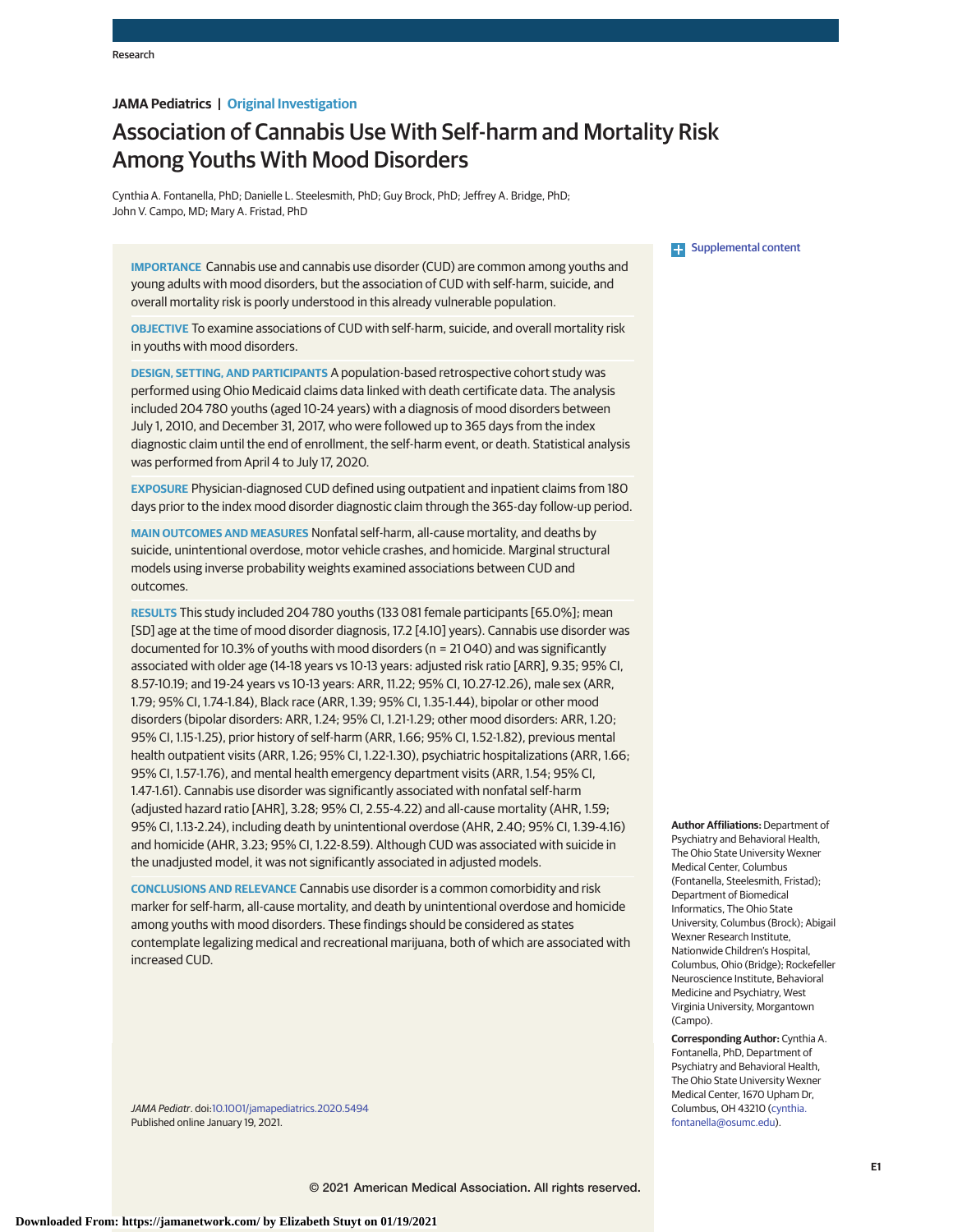Research

**JAMA Pediatrics | Original Investigation**

# Association of Cannabis Use With Self-harm and Mortality Risk Among Youths With Mood Disorders

Cynthia A. Fontanella, PhD; Danielle L. Steelesmith, PhD; Guy Brock, PhD; Jeffrey A. Bridge, PhD; John V. Campo, MD; Mary A. Fristad, PhD

**IMPORTANCE** Cannabis use and cannabis use disorder (CUD) are common among youths and young adults with mood disorders, but the association of CUD with self-harm, suicide, and overall mortality risk is poorly understood in this already vulnerable population.

**OBJECTIVE** To examine associations of CUD with self-harm, suicide, and overall mortality risk in youths with mood disorders.

**DESIGN, SETTING, AND PARTICIPANTS** A population-based retrospective cohort study was performed using Ohio Medicaid claims data linked with death certificate data. The analysis included 204 780 youths (aged 10-24 years) with a diagnosis of mood disorders between July 1, 2010, and December 31, 2017, who were followed up to 365 days from the index diagnostic claim until the end of enrollment, the self-harm event, or death. Statistical analysis was performed from April 4 to July 17, 2020.

**EXPOSURE** Physician-diagnosed CUD defined using outpatient and inpatient claims from 180 days prior to the index mood disorder diagnostic claim through the 365-day follow-up period.

**MAIN OUTCOMES AND MEASURES** Nonfatal self-harm, all-cause mortality, and deaths by suicide, unintentional overdose, motor vehicle crashes, and homicide. Marginal structural models using inverse probability weights examined associations between CUD and outcomes.

**RESULTS** This study included 204 780 youths (133 081 female participants [65.0%]; mean [SD] age at the time of mood disorder diagnosis, 17.2 [4.10] years). Cannabis use disorder was documented for 10.3% of youths with mood disorders (n = 21 040) and was significantly associated with older age (14-18 years vs 10-13 years: adjusted risk ratio [ARR], 9.35; 95% CI, 8.57-10.19; and 19-24 years vs 10-13 years: ARR, 11.22; 95% CI, 10.27-12.26), male sex (ARR, 1.79; 95% CI, 1.74-1.84), Black race (ARR, 1.39; 95% CI, 1.35-1.44), bipolar or other mood disorders (bipolar disorders: ARR, 1.24; 95% CI, 1.21-1.29; other mood disorders: ARR, 1.20; 95% CI, 1.15-1.25), prior history of self-harm (ARR, 1.66; 95% CI, 1.52-1.82), previous mental health outpatient visits (ARR, 1.26; 95% CI, 1.22-1.30), psychiatric hospitalizations (ARR, 1.66; 95% CI, 1.57-1.76), and mental health emergency department visits (ARR, 1.54; 95% CI, 1.47-1.61). Cannabis use disorder was significantly associated with nonfatal self-harm (adjusted hazard ratio [AHR], 3.28; 95% CI, 2.55-4.22) and all-cause mortality (AHR, 1.59; 95% CI, 1.13-2.24), including death by unintentional overdose (AHR, 2.40; 95% CI, 1.39-4.16) and homicide (AHR, 3.23; 95% CI, 1.22-8.59). Although CUD was associated with suicide in the unadjusted model, it was not significantly associated in adjusted models.

**CONCLUSIONS AND RELEVANCE** Cannabis use disorder is a common comorbidity and risk marker for self-harm, all-cause mortality, and death by unintentional overdose and homicide among youths with mood disorders. These findings should be considered as states contemplate legalizing medical and recreational marijuana, both of which are associated with increased CUD.

*JAMA Pediatr*. doi:10.1001/jamapediatrics.2020.5494
Published online January 19, 2021.

Supplemental content

**Author Affiliations:** Department of Psychiatry and Behavioral Health, The Ohio State University Wexner Medical Center, Columbus (Fontanella, Steelesmith, Fristad); Department of Biomedical Informatics, The Ohio State University, Columbus (Brock); Abigail Wexner Research Institute, Nationwide Children's Hospital, Columbus, Ohio (Bridge); Rockefeller Neuroscience Institute, Behavioral Medicine and Psychiatry, West Virginia University, Morgantown (Campo).

**Corresponding Author:** Cynthia A. Fontanella, PhD, Department of Psychiatry and Behavioral Health, The Ohio State University Wexner Medical Center, 1670 Upham Dr, Columbus, OH 43210 (cynthia.fontanella@osumc.edu).

© 2021 American Medical Association. All rights reserved.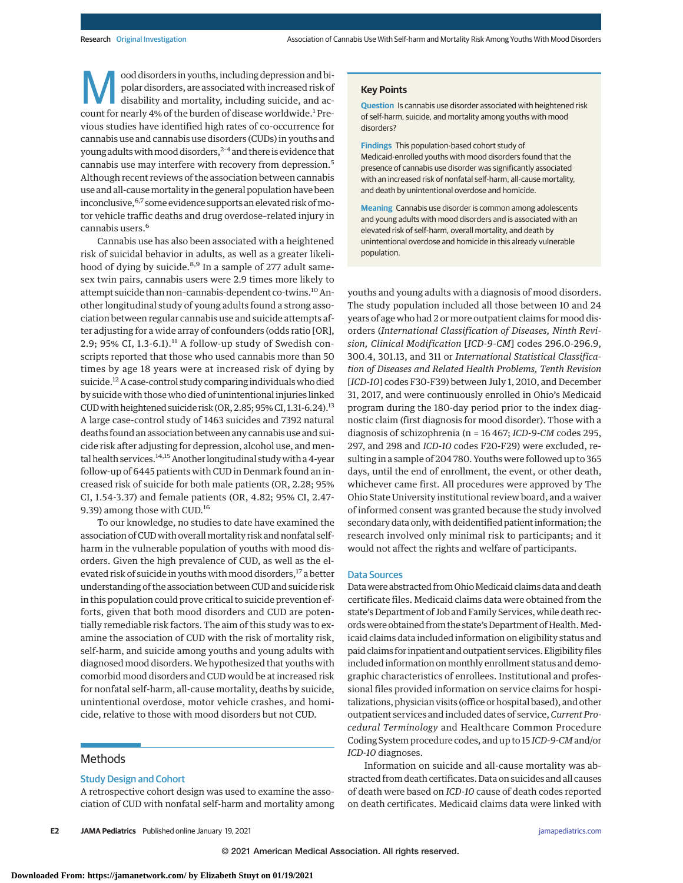Mood disorders in youths, including depression and bipolar disorders, are associated with increased risk of disability and mortality, including suicide, and account for nearly 4% of the burden of disease worldwide.[1] Previous studies have identified high rates of co-occurrence for cannabis use and cannabis use disorders (CUDs) in youths and young adults with mood disorders,[2-4] and there is evidence that cannabis use may interfere with recovery from depression.[5] Although recent reviews of the association between cannabis use and all-cause mortality in the general population have been inconclusive,[6,7] some evidence supports an elevated risk of motor vehicle traffic deaths and drug overdose–related injury in cannabis users.[6]

Cannabis use has also been associated with a heightened risk of suicidal behavior in adults, as well as a greater likelihood of dying by suicide.[8,9] In a sample of 277 adult same-sex twin pairs, cannabis users were 2.9 times more likely to attempt suicide than non–cannabis-dependent co-twins.[10] Another longitudinal study of young adults found a strong association between regular cannabis use and suicide attempts after adjusting for a wide array of confounders (odds ratio [OR], 2.9; 95% CI, 1.3-6.1).[11] A follow-up study of Swedish conscripts reported that those who used cannabis more than 50 times by age 18 years were at increased risk of dying by suicide.[12] A case-control study comparing individuals who died by suicide with those who died of unintentional injuries linked CUD with heightened suicide risk (OR, 2.85; 95% CI, 1.31-6.24).[13] A large case-control study of 1463 suicides and 7392 natural deaths found an association between any cannabis use and suicide risk after adjusting for depression, alcohol use, and mental health services.[14,15] Another longitudinal study with a 4-year follow-up of 6445 patients with CUD in Denmark found an increased risk of suicide for both male patients (OR, 2.28; 95% CI, 1.54-3.37) and female patients (OR, 4.82; 95% CI, 2.47-9.39) among those with CUD.[16]

To our knowledge, no studies to date have examined the association of CUD with overall mortality risk and nonfatal self-harm in the vulnerable population of youths with mood disorders. Given the high prevalence of CUD, as well as the elevated risk of suicide in youths with mood disorders,[17] a better understanding of the association between CUD and suicide risk in this population could prove critical to suicide prevention efforts, given that both mood disorders and CUD are potentially remediable risk factors. The aim of this study was to examine the association of CUD with the risk of mortality risk, self-harm, and suicide among youths and young adults with diagnosed mood disorders. We hypothesized that youths with comorbid mood disorders and CUD would be at increased risk for nonfatal self-harm, all-cause mortality, deaths by suicide, unintentional overdose, motor vehicle crashes, and homicide, relative to those with mood disorders but not CUD.

> **Key Points**
>
> **Question** Is cannabis use disorder associated with heightened risk of self-harm, suicide, and mortality among youths with mood disorders?
>
> **Findings** This population-based cohort study of Medicaid-enrolled youths with mood disorders found that the presence of cannabis use disorder was significantly associated with an increased risk of nonfatal self-harm, all-cause mortality, and death by unintentional overdose and homicide.
>
> **Meaning** Cannabis use disorder is common among adolescents and young adults with mood disorders and is associated with an elevated risk of self-harm, overall mortality, and death by unintentional overdose and homicide in this already vulnerable population.

## Methods

### Study Design and Cohort

A retrospective cohort design was used to examine the association of CUD with nonfatal self-harm and mortality among youths and young adults with a diagnosis of mood disorders. The study population included all those between 10 and 24 years of age who had 2 or more outpatient claims for mood disorders (*International Classification of Diseases, Ninth Revision, Clinical Modification* [*ICD-9-CM*] codes 296.0-296.9, 300.4, 301.13, and 311 or *International Statistical Classification of Diseases and Related Health Problems, Tenth Revision* [*ICD-10*] codes F30-F39) between July 1, 2010, and December 31, 2017, and were continuously enrolled in Ohio's Medicaid program during the 180-day period prior to the index diagnostic claim (first diagnosis for mood disorder). Those with a diagnosis of schizophrenia (n = 16 467; *ICD-9-CM* codes 295, 297, and 298 and *ICD-10* codes F20-F29) were excluded, resulting in a sample of 204 780. Youths were followed up to 365 days, until the end of enrollment, the event, or other death, whichever came first. All procedures were approved by The Ohio State University institutional review board, and a waiver of informed consent was granted because the study involved secondary data only, with deidentified patient information; the research involved only minimal risk to participants; and it would not affect the rights and welfare of participants.

### Data Sources

Data were abstracted from Ohio Medicaid claims data and death certificate files. Medicaid claims data were obtained from the state's Department of Job and Family Services, while death records were obtained from the state's Department of Health. Medicaid claims data included information on eligibility status and paid claims for inpatient and outpatient services. Eligibility files included information on monthly enrollment status and demographic characteristics of enrollees. Institutional and professional files provided information on service claims for hospitalizations, physician visits (office or hospital based), and other outpatient services and included dates of service, *Current Procedural Terminology* and Healthcare Common Procedure Coding System procedure codes, and up to 15 *ICD-9-CM* and/or *ICD-10* diagnoses.

Information on suicide and all-cause mortality was abstracted from death certificates. Data on suicides and all causes of death were based on *ICD-10* cause of death codes reported on death certificates. Medicaid claims data were linked with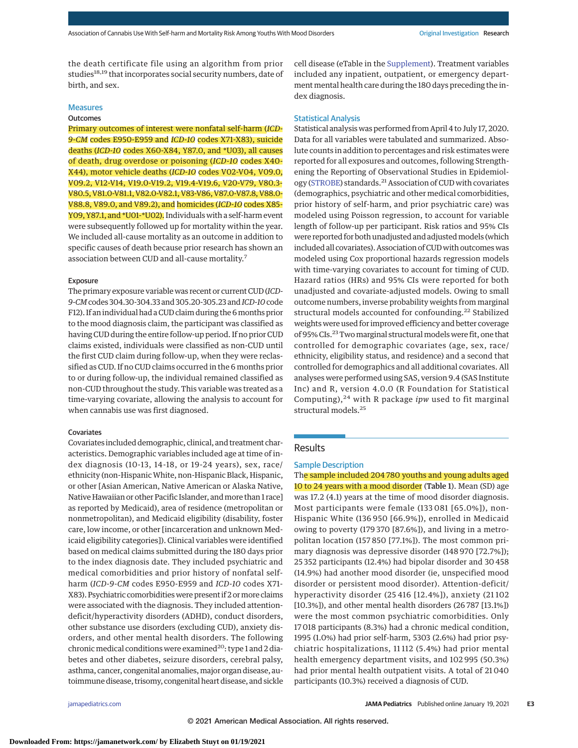the death certificate file using an algorithm from prior studies[18,19] that incorporates social security numbers, date of birth, and sex.

## Measures

### Outcomes

Primary outcomes of interest were nonfatal self-harm (*ICD-9-CM* codes E950-E959 and *ICD-10* codes X71-X83), suicide deaths (*ICD-10* codes X60-X84, Y87.0, and *U03), all causes of death, drug overdose or poisoning (*ICD-10* codes X40-X44), motor vehicle deaths (*ICD-10* codes V02-V04, V09.0, V09.2, V12-V14, V19.0-V19.2, V19.4-V19.6, V20-V79, V80.3-V80.5, V81.0-V81.1, V82.0-V82.1, V83-V86, V87.0-V87.8, V88.0-V88.8, V89.0, and V89.2), and homicides (*ICD-10* codes X85-Y09, Y87.1, and *U01-*U02). Individuals with a self-harm event were subsequently followed up for mortality within the year. We included all-cause mortality as an outcome in addition to specific causes of death because prior research has shown an association between CUD and all-cause mortality.[7]

### Exposure

The primary exposure variable was recent or current CUD (*ICD-9-CM* codes 304.30-304.33 and 305.20-305.23 and *ICD-10* code F12). If an individual had a CUD claim during the 6 months prior to the mood diagnosis claim, the participant was classified as having CUD during the entire follow-up period. If no prior CUD claims existed, individuals were classified as non-CUD until the first CUD claim during follow-up, when they were reclassified as CUD. If no CUD claims occurred in the 6 months prior to or during follow-up, the individual remained classified as non-CUD throughout the study. This variable was treated as a time-varying covariate, allowing the analysis to account for when cannabis use was first diagnosed.

### Covariates

Covariates included demographic, clinical, and treatment characteristics. Demographic variables included age at time of index diagnosis (10-13, 14-18, or 19-24 years), sex, race/ethnicity (non-Hispanic White, non-Hispanic Black, Hispanic, or other [Asian American, Native American or Alaska Native, Native Hawaiian or other Pacific Islander, and more than 1 race] as reported by Medicaid), area of residence (metropolitan or nonmetropolitan), and Medicaid eligibility (disability, foster care, low income, or other [incarceration and unknown Medicaid eligibility categories]). Clinical variables were identified based on medical claims submitted during the 180 days prior to the index diagnosis date. They included psychiatric and medical comorbidities and prior history of nonfatal self-harm (*ICD-9-CM* codes E950-E959 and *ICD-10* codes X71-X83). Psychiatric comorbidities were present if 2 or more claims were associated with the diagnosis. They included attention-deficit/hyperactivity disorders (ADHD), conduct disorders, other substance use disorders (excluding CUD), anxiety disorders, and other mental health disorders. The following chronic medical conditions were examined[20]: type 1 and 2 diabetes and other diabetes, seizure disorders, cerebral palsy, asthma, cancer, congenital anomalies, major organ disease, autoimmune disease, trisomy, congenital heart disease, and sickle cell disease (eTable in the Supplement). Treatment variables included any inpatient, outpatient, or emergency department mental health care during the 180 days preceding the index diagnosis.

## Statistical Analysis

Statistical analysis was performed from April 4 to July 17, 2020. Data for all variables were tabulated and summarized. Absolute counts in addition to percentages and risk estimates were reported for all exposures and outcomes, following Strengthening the Reporting of Observational Studies in Epidemiology (STROBE) standards.[21] Association of CUD with covariates (demographics, psychiatric and other medical comorbidities, prior history of self-harm, and prior psychiatric care) was modeled using Poisson regression, to account for variable length of follow-up per participant. Risk ratios and 95% CIs were reported for both unadjusted and adjusted models (which included all covariates). Association of CUD with outcomes was modeled using Cox proportional hazards regression models with time-varying covariates to account for timing of CUD. Hazard ratios (HRs) and 95% CIs were reported for both unadjusted and covariate-adjusted models. Owing to small outcome numbers, inverse probability weights from marginal structural models accounted for confounding.[22] Stabilized weights were used for improved efficiency and better coverage of 95% CIs.[23] Two marginal structural models were fit, one that controlled for demographic covariates (age, sex, race/ethnicity, eligibility status, and residence) and a second that controlled for demographics and all additional covariates. All analyses were performed using SAS, version 9.4 (SAS Institute Inc) and R, version 4.0.0 (R Foundation for Statistical Computing),[24] with R package *ipw* used to fit marginal structural models.[25]

# Results

## Sample Description

The sample included 204 780 youths and young adults aged 10 to 24 years with a mood disorder (**Table 1**). Mean (SD) age was 17.2 (4.1) years at the time of mood disorder diagnosis. Most participants were female (133 081 [65.0%]), non-Hispanic White (136 950 [66.9%]), enrolled in Medicaid owing to poverty (179 370 [87.6%]), and living in a metropolitan location (157 850 [77.1%]). The most common primary diagnosis was depressive disorder (148 970 [72.7%]); 25 352 participants (12.4%) had bipolar disorder and 30 458 (14.9%) had another mood disorder (ie, unspecified mood disorder or persistent mood disorder). Attention-deficit/hyperactivity disorder (25 416 [12.4%]), anxiety (21 102 [10.3%]), and other mental health disorders (26 787 [13.1%]) were the most common psychiatric comorbidities. Only 17 018 participants (8.3%) had a chronic medical condition, 1995 (1.0%) had prior self-harm, 5303 (2.6%) had prior psychiatric hospitalizations, 11 112 (5.4%) had prior mental health emergency department visits, and 102 995 (50.3%) had prior mental health outpatient visits. A total of 21 040 participants (10.3%) received a diagnosis of CUD.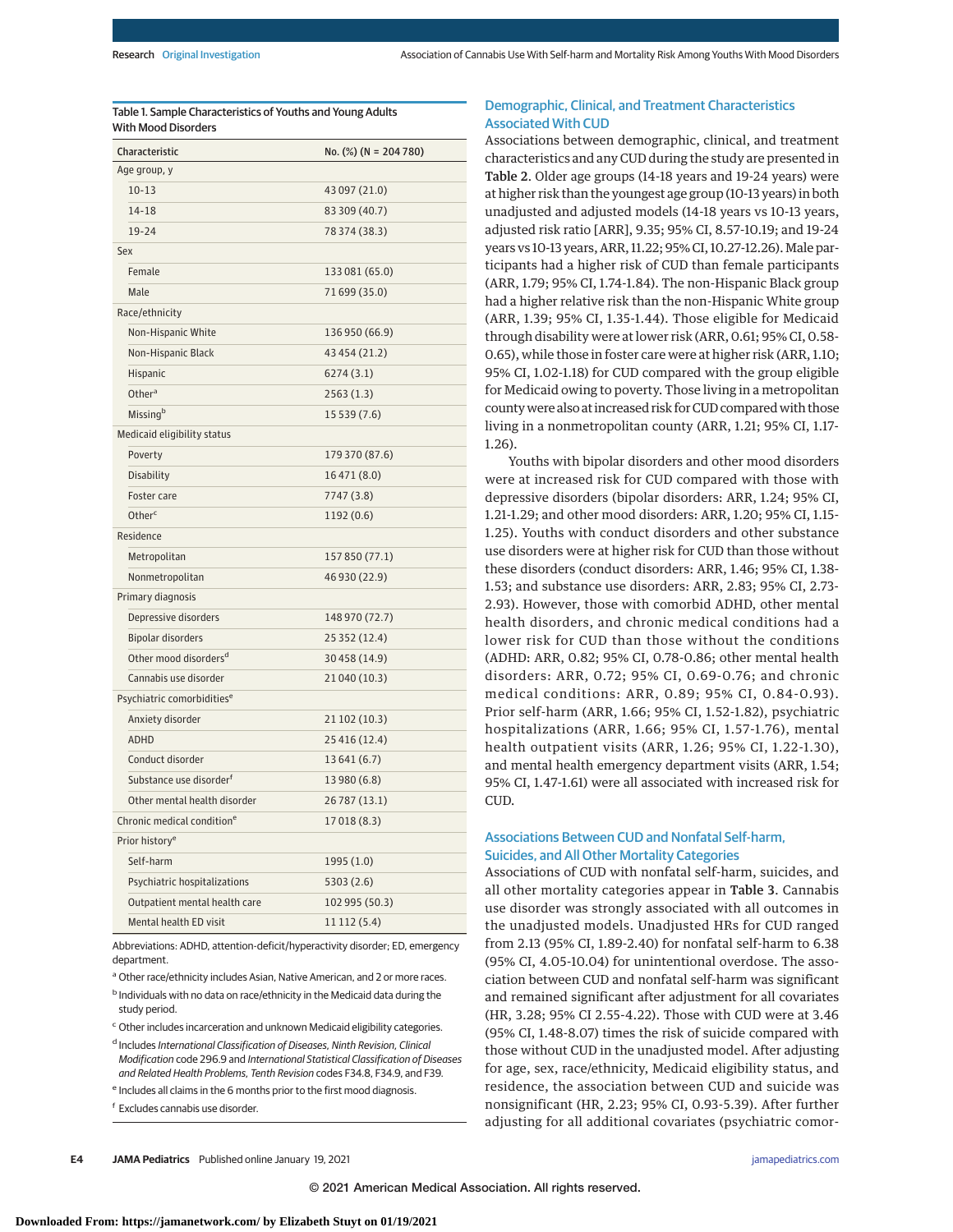Table 1. Sample Characteristics of Youths and Young Adults With Mood Disorders

| Characteristic | No. (%) (N = 204 780) |
|---|---|
| Age group, y | |
| 10-13 | 43 097 (21.0) |
| 14-18 | 83 309 (40.7) |
| 19-24 | 78 374 (38.3) |
| Sex | |
| Female | 133 081 (65.0) |
| Male | 71 699 (35.0) |
| Race/ethnicity | |
| Non-Hispanic White | 136 950 (66.9) |
| Non-Hispanic Black | 43 454 (21.2) |
| Hispanic | 6274 (3.1) |
| Other[a] | 2563 (1.3) |
| Missing[b] | 15 539 (7.6) |
| Medicaid eligibility status | |
| Poverty | 179 370 (87.6) |
| Disability | 16 471 (8.0) |
| Foster care | 7747 (3.8) |
| Other[c] | 1192 (0.6) |
| Residence | |
| Metropolitan | 157 850 (77.1) |
| Nonmetropolitan | 46 930 (22.9) |
| Primary diagnosis | |
| Depressive disorders | 148 970 (72.7) |
| Bipolar disorders | 25 352 (12.4) |
| Other mood disorders[d] | 30 458 (14.9) |
| Cannabis use disorder | 21 040 (10.3) |
| Psychiatric comorbidities[e] | |
| Anxiety disorder | 21 102 (10.3) |
| ADHD | 25 416 (12.4) |
| Conduct disorder | 13 641 (6.7) |
| Substance use disorder[f] | 13 980 (6.8) |
| Other mental health disorder | 26 787 (13.1) |
| Chronic medical condition[e] | 17 018 (8.3) |
| Prior history[e] | |
| Self-harm | 1995 (1.0) |
| Psychiatric hospitalizations | 5303 (2.6) |
| Outpatient mental health care | 102 995 (50.3) |
| Mental health ED visit | 11 112 (5.4) |

Abbreviations: ADHD, attention-deficit/hyperactivity disorder; ED, emergency department.

[a] Other race/ethnicity includes Asian, Native American, and 2 or more races.

[b] Individuals with no data on race/ethnicity in the Medicaid data during the study period.

[c] Other includes incarceration and unknown Medicaid eligibility categories.

[d] Includes *International Classification of Diseases, Ninth Revision, Clinical Modification* code 296.9 and *International Statistical Classification of Diseases and Related Health Problems, Tenth Revision* codes F34.8, F34.9, and F39.

[e] Includes all claims in the 6 months prior to the first mood diagnosis.

[f] Excludes cannabis use disorder.

## Demographic, Clinical, and Treatment Characteristics Associated With CUD

Associations between demographic, clinical, and treatment characteristics and any CUD during the study are presented in **Table 2**. Older age groups (14-18 years and 19-24 years) were at higher risk than the youngest age group (10-13 years) in both unadjusted and adjusted models (14-18 years vs 10-13 years, adjusted risk ratio [ARR], 9.35; 95% CI, 8.57-10.19; and 19-24 years vs 10-13 years, ARR, 11.22; 95% CI, 10.27-12.26). Male participants had a higher risk of CUD than female participants (ARR, 1.79; 95% CI, 1.74-1.84). The non-Hispanic Black group had a higher relative risk than the non-Hispanic White group (ARR, 1.39; 95% CI, 1.35-1.44). Those eligible for Medicaid through disability were at lower risk (ARR, 0.61; 95% CI, 0.58-0.65), while those in foster care were at higher risk (ARR, 1.10; 95% CI, 1.02-1.18) for CUD compared with the group eligible for Medicaid owing to poverty. Those living in a metropolitan county were also at increased risk for CUD compared with those living in a nonmetropolitan county (ARR, 1.21; 95% CI, 1.17-1.26).

Youths with bipolar disorders and other mood disorders were at increased risk for CUD compared with those with depressive disorders (bipolar disorders: ARR, 1.24; 95% CI, 1.21-1.29; and other mood disorders: ARR, 1.20; 95% CI, 1.15-1.25). Youths with conduct disorders and other substance use disorders were at higher risk for CUD than those without these disorders (conduct disorders: ARR, 1.46; 95% CI, 1.38-1.53; and substance use disorders: ARR, 2.83; 95% CI, 2.73-2.93). However, those with comorbid ADHD, other mental health disorders, and chronic medical conditions had a lower risk for CUD than those without the conditions (ADHD: ARR, 0.82; 95% CI, 0.78-0.86; other mental health disorders: ARR, 0.72; 95% CI, 0.69-0.76; and chronic medical conditions: ARR, 0.89; 95% CI, 0.84-0.93). Prior self-harm (ARR, 1.66; 95% CI, 1.52-1.82), psychiatric hospitalizations (ARR, 1.66; 95% CI, 1.57-1.76), mental health outpatient visits (ARR, 1.26; 95% CI, 1.22-1.30), and mental health emergency department visits (ARR, 1.54; 95% CI, 1.47-1.61) were all associated with increased risk for CUD.

## Associations Between CUD and Nonfatal Self-harm, Suicides, and All Other Mortality Categories

Associations of CUD with nonfatal self-harm, suicides, and all other mortality categories appear in **Table 3**. Cannabis use disorder was strongly associated with all outcomes in the unadjusted models. Unadjusted HRs for CUD ranged from 2.13 (95% CI, 1.89-2.40) for nonfatal self-harm to 6.38 (95% CI, 4.05-10.04) for unintentional overdose. The association between CUD and nonfatal self-harm was significant and remained significant after adjustment for all covariates (HR, 3.28; 95% CI 2.55-4.22). Those with CUD were at 3.46 (95% CI, 1.48-8.07) times the risk of suicide compared with those without CUD in the unadjusted model. After adjusting for age, sex, race/ethnicity, Medicaid eligibility status, and residence, the association between CUD and suicide was nonsignificant (HR, 2.23; 95% CI, 0.93-5.39). After further adjusting for all additional covariates (psychiatric comor-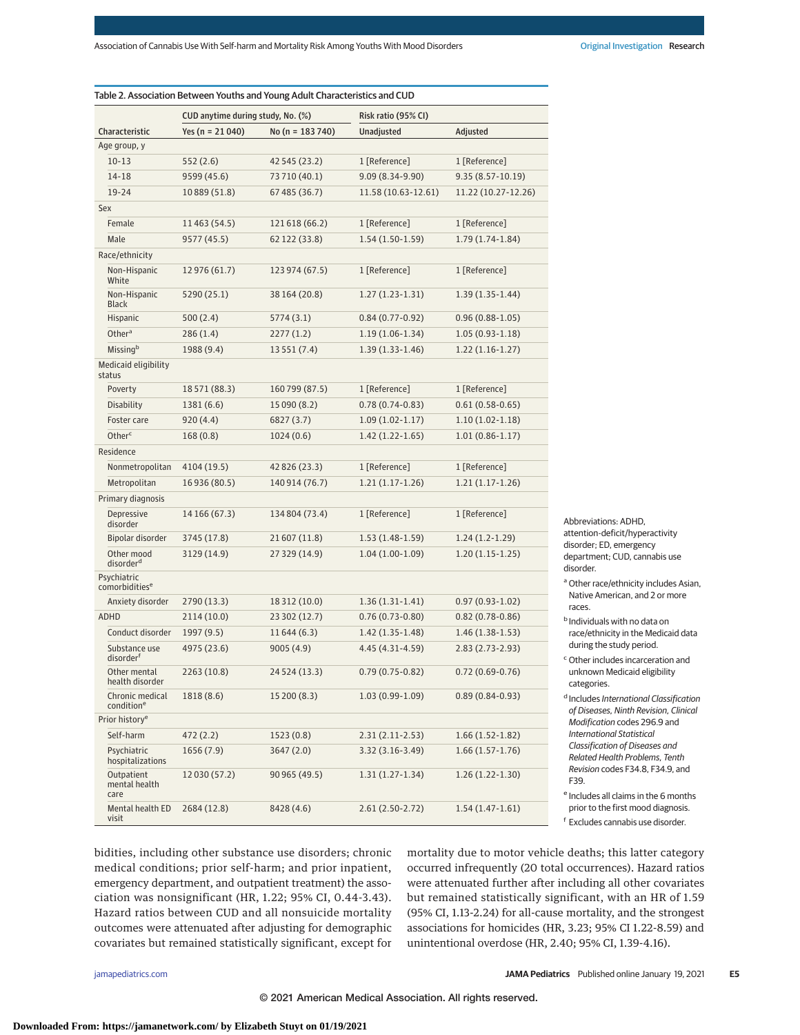Table 2. Association Between Youths and Young Adult Characteristics and CUD

| Characteristic | CUD anytime during study, No. (%) | | Risk ratio (95% CI) | |
|---|---|---|---|---|
| | Yes (n = 21 040) | No (n = 183 740) | Unadjusted | Adjusted |
| **Age group, y** | | | | |
| 10-13 | 552 (2.6) | 42 545 (23.2) | 1 [Reference] | 1 [Reference] |
| 14-18 | 9599 (45.6) | 73 710 (40.1) | 9.09 (8.34-9.90) | 9.35 (8.57-10.19) |
| 19-24 | 10 889 (51.8) | 67 485 (36.7) | 11.58 (10.63-12.61) | 11.22 (10.27-12.26) |
| **Sex** | | | | |
| Female | 11 463 (54.5) | 121 618 (66.2) | 1 [Reference] | 1 [Reference] |
| Male | 9577 (45.5) | 62 122 (33.8) | 1.54 (1.50-1.59) | 1.79 (1.74-1.84) |
| **Race/ethnicity** | | | | |
| Non-Hispanic White | 12 976 (61.7) | 123 974 (67.5) | 1 [Reference] | 1 [Reference] |
| Non-Hispanic Black | 5290 (25.1) | 38 164 (20.8) | 1.27 (1.23-1.31) | 1.39 (1.35-1.44) |
| Hispanic | 500 (2.4) | 5774 (3.1) | 0.84 (0.77-0.92) | 0.96 (0.88-1.05) |
| Other[a] | 286 (1.4) | 2277 (1.2) | 1.19 (1.06-1.34) | 1.05 (0.93-1.18) |
| Missing[b] | 1988 (9.4) | 13 551 (7.4) | 1.39 (1.33-1.46) | 1.22 (1.16-1.27) |
| **Medicaid eligibility status** | | | | |
| Poverty | 18 571 (88.3) | 160 799 (87.5) | 1 [Reference] | 1 [Reference] |
| Disability | 1381 (6.6) | 15 090 (8.2) | 0.78 (0.74-0.83) | 0.61 (0.58-0.65) |
| Foster care | 920 (4.4) | 6827 (3.7) | 1.09 (1.02-1.17) | 1.10 (1.02-1.18) |
| Other[c] | 168 (0.8) | 1024 (0.6) | 1.42 (1.22-1.65) | 1.01 (0.86-1.17) |
| **Residence** | | | | |
| Nonmetropolitan | 4104 (19.5) | 42 826 (23.3) | 1 [Reference] | 1 [Reference] |
| Metropolitan | 16 936 (80.5) | 140 914 (76.7) | 1.21 (1.17-1.26) | 1.21 (1.17-1.26) |
| **Primary diagnosis** | | | | |
| Depressive disorder | 14 166 (67.3) | 134 804 (73.4) | 1 [Reference] | 1 [Reference] |
| Bipolar disorder | 3745 (17.8) | 21 607 (11.8) | 1.53 (1.48-1.59) | 1.24 (1.2-1.29) |
| Other mood disorder[d] | 3129 (14.9) | 27 329 (14.9) | 1.04 (1.00-1.09) | 1.20 (1.15-1.25) |
| **Psychiatric comorbidities[e]** | | | | |
| Anxiety disorder | 2790 (13.3) | 18 312 (10.0) | 1.36 (1.31-1.41) | 0.97 (0.93-1.02) |
| ADHD | 2114 (10.0) | 23 302 (12.7) | 0.76 (0.73-0.80) | 0.82 (0.78-0.86) |
| Conduct disorder | 1997 (9.5) | 11 644 (6.3) | 1.42 (1.35-1.48) | 1.46 (1.38-1.53) |
| Substance use disorder[f] | 4975 (23.6) | 9005 (4.9) | 4.45 (4.31-4.59) | 2.83 (2.73-2.93) |
| Other mental health disorder | 2263 (10.8) | 24 524 (13.3) | 0.79 (0.75-0.82) | 0.72 (0.69-0.76) |
| Chronic medical condition[e] | 1818 (8.6) | 15 200 (8.3) | 1.03 (0.99-1.09) | 0.89 (0.84-0.93) |
| **Prior history[e]** | | | | |
| Self-harm | 472 (2.2) | 1523 (0.8) | 2.31 (2.11-2.53) | 1.66 (1.52-1.82) |
| Psychiatric hospitalizations | 1656 (7.9) | 3647 (2.0) | 3.32 (3.16-3.49) | 1.66 (1.57-1.76) |
| Outpatient mental health care | 12 030 (57.2) | 90 965 (49.5) | 1.31 (1.27-1.34) | 1.26 (1.22-1.30) |
| Mental health ED visit | 2684 (12.8) | 8428 (4.6) | 2.61 (2.50-2.72) | 1.54 (1.47-1.61) |

Abbreviations: ADHD, attention-deficit/hyperactivity disorder; ED, emergency department; CUD, cannabis use disorder.

[a] Other race/ethnicity includes Asian, Native American, and 2 or more races.

[b] Individuals with no data on race/ethnicity in the Medicaid data during the study period.

[c] Other includes incarceration and unknown Medicaid eligibility categories.

[d] Includes *International Classification of Diseases, Ninth Revision, Clinical Modification* codes 296.9 and *International Statistical Classification of Diseases and Related Health Problems, Tenth Revision* codes F34.8, F34.9, and F39.

[e] Includes all claims in the 6 months prior to the first mood diagnosis.

[f] Excludes cannabis use disorder.

bidities, including other substance use disorders; chronic medical conditions; prior self-harm; and prior inpatient, emergency department, and outpatient treatment) the association was nonsignificant (HR, 1.22; 95% CI, 0.44-3.43). Hazard ratios between CUD and all nonsuicide mortality outcomes were attenuated after adjusting for demographic covariates but remained statistically significant, except for mortality due to motor vehicle deaths; this latter category occurred infrequently (20 total occurrences). Hazard ratios were attenuated further after including all other covariates but remained statistically significant, with an HR of 1.59 (95% CI, 1.13-2.24) for all-cause mortality, and the strongest associations for homicides (HR, 3.23; 95% CI 1.22-8.59) and unintentional overdose (HR, 2.40; 95% CI, 1.39-4.16).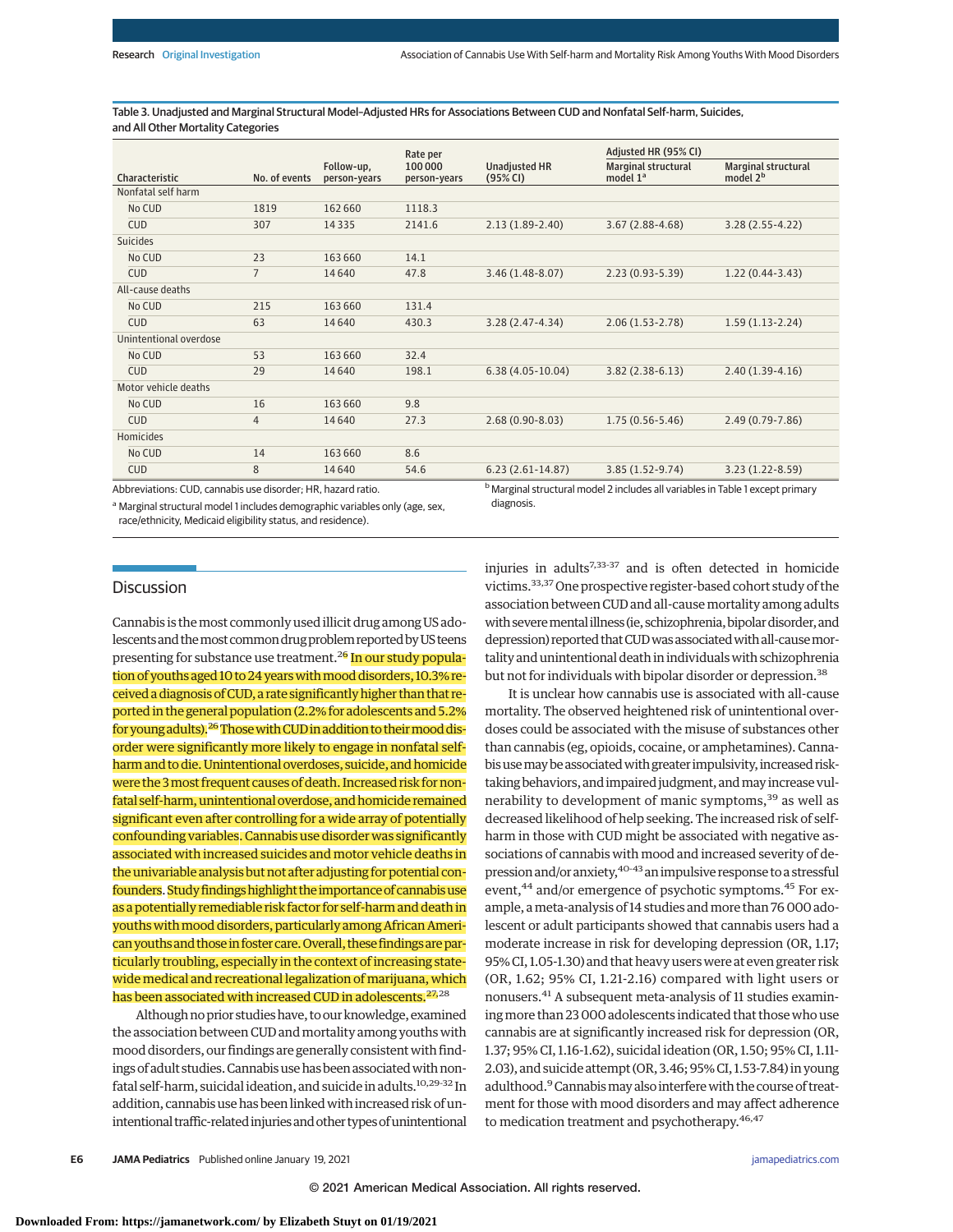Table 3. Unadjusted and Marginal Structural Model–Adjusted HRs for Associations Between CUD and Nonfatal Self-harm, Suicides, and All Other Mortality Categories

| Characteristic | No. of events | Follow-up, person-years | Rate per 100 000 person-years | Unadjusted HR (95% CI) | Adjusted HR (95% CI) | |
|---|---|---|---|---|---|---|
| | | | | | Marginal structural model 1[a] | Marginal structural model 2[b] |
| Nonfatal self harm | | | | | | |
| No CUD | 1819 | 162 660 | 1118.3 | | | |
| CUD | 307 | 14 335 | 2141.6 | 2.13 (1.89-2.40) | 3.67 (2.88-4.68) | 3.28 (2.55-4.22) |
| Suicides | | | | | | |
| No CUD | 23 | 163 660 | 14.1 | | | |
| CUD | 7 | 14 640 | 47.8 | 3.46 (1.48-8.07) | 2.23 (0.93-5.39) | 1.22 (0.44-3.43) |
| All-cause deaths | | | | | | |
| No CUD | 215 | 163 660 | 131.4 | | | |
| CUD | 63 | 14 640 | 430.3 | 3.28 (2.47-4.34) | 2.06 (1.53-2.78) | 1.59 (1.13-2.24) |
| Unintentional overdose | | | | | | |
| No CUD | 53 | 163 660 | 32.4 | | | |
| CUD | 29 | 14 640 | 198.1 | 6.38 (4.05-10.04) | 3.82 (2.38-6.13) | 2.40 (1.39-4.16) |
| Motor vehicle deaths | | | | | | |
| No CUD | 16 | 163 660 | 9.8 | | | |
| CUD | 4 | 14 640 | 27.3 | 2.68 (0.90-8.03) | 1.75 (0.56-5.46) | 2.49 (0.79-7.86) |
| Homicides | | | | | | |
| No CUD | 14 | 163 660 | 8.6 | | | |
| CUD | 8 | 14 640 | 54.6 | 6.23 (2.61-14.87) | 3.85 (1.52-9.74) | 3.23 (1.22-8.59) |

Abbreviations: CUD, cannabis use disorder; HR, hazard ratio.

[a] Marginal structural model 1 includes demographic variables only (age, sex, race/ethnicity, Medicaid eligibility status, and residence).

[b] Marginal structural model 2 includes all variables in Table 1 except primary diagnosis.

## Discussion

Cannabis is the most commonly used illicit drug among US adolescents and the most common drug problem reported by US teens presenting for substance use treatment.[26] In our study population of youths aged 10 to 24 years with mood disorders, 10.3% received a diagnosis of CUD, a rate significantly higher than that reported in the general population (2.2% for adolescents and 5.2% for young adults).[26] Those with CUD in addition to their mood disorder were significantly more likely to engage in nonfatal self-harm and to die. Unintentional overdoses, suicide, and homicide were the 3 most frequent causes of death. Increased risk for nonfatal self-harm, unintentional overdose, and homicide remained significant even after controlling for a wide array of potentially confounding variables. Cannabis use disorder was significantly associated with increased suicides and motor vehicle deaths in the univariable analysis but not after adjusting for potential confounders. Study findings highlight the importance of cannabis use as a potentially remediable risk factor for self-harm and death in youths with mood disorders, particularly among African American youths and those in foster care. Overall, these findings are particularly troubling, especially in the context of increasing statewide medical and recreational legalization of marijuana, which has been associated with increased CUD in adolescents.[27,28]

Although no prior studies have, to our knowledge, examined the association between CUD and mortality among youths with mood disorders, our findings are generally consistent with findings of adult studies. Cannabis use has been associated with nonfatal self-harm, suicidal ideation, and suicide in adults.[10,29-32] In addition, cannabis use has been linked with increased risk of unintentional traffic-related injuries and other types of unintentional injuries in adults[7,33-37] and is often detected in homicide victims.[33,37] One prospective register-based cohort study of the association between CUD and all-cause mortality among adults with severe mental illness (ie, schizophrenia, bipolar disorder, and depression) reported that CUD was associated with all-cause mortality and unintentional death in individuals with schizophrenia but not for individuals with bipolar disorder or depression.[38]

It is unclear how cannabis use is associated with all-cause mortality. The observed heightened risk of unintentional overdoses could be associated with the misuse of substances other than cannabis (eg, opioids, cocaine, or amphetamines). Cannabis use may be associated with greater impulsivity, increased risk-taking behaviors, and impaired judgment, and may increase vulnerability to development of manic symptoms,[39] as well as decreased likelihood of help seeking. The increased risk of self-harm in those with CUD might be associated with negative associations of cannabis with mood and increased severity of depression and/or anxiety,[40-43] an impulsive response to a stressful event,[44] and/or emergence of psychotic symptoms.[45] For example, a meta-analysis of 14 studies and more than 76 000 adolescent or adult participants showed that cannabis users had a moderate increase in risk for developing depression (OR, 1.17; 95% CI, 1.05-1.30) and that heavy users were at even greater risk (OR, 1.62; 95% CI, 1.21-2.16) compared with light users or nonusers.[41] A subsequent meta-analysis of 11 studies examining more than 23 000 adolescents indicated that those who use cannabis are at significantly increased risk for depression (OR, 1.37; 95% CI, 1.16-1.62), suicidal ideation (OR, 1.50; 95% CI, 1.11-2.03), and suicide attempt (OR, 3.46; 95% CI, 1.53-7.84) in young adulthood.[9] Cannabis may also interfere with the course of treatment for those with mood disorders and may affect adherence to medication treatment and psychotherapy.[46,47]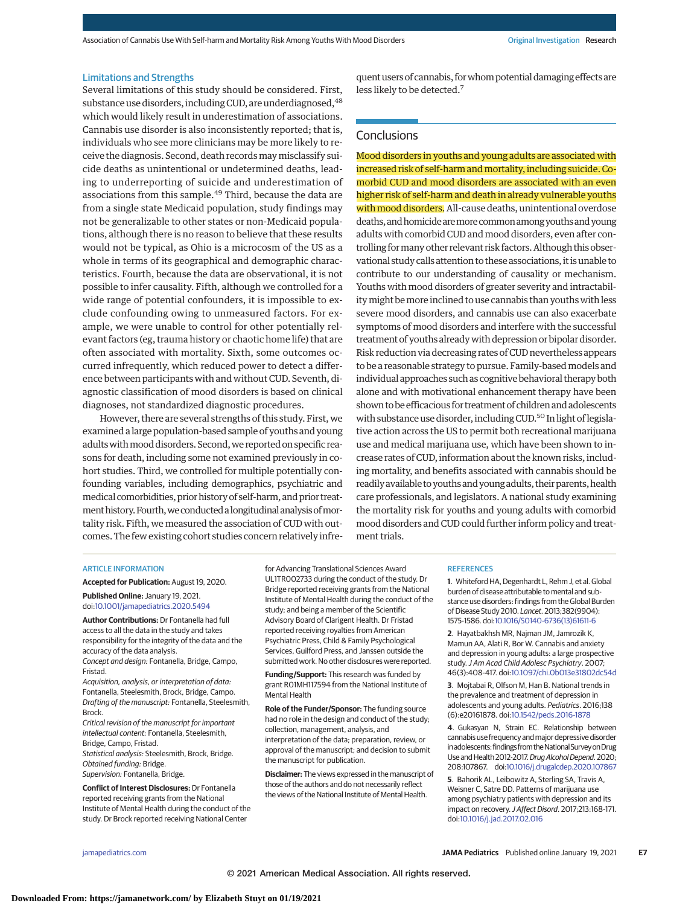### Limitations and Strengths

Several limitations of this study should be considered. First, substance use disorders, including CUD, are underdiagnosed,[48] which would likely result in underestimation of associations. Cannabis use disorder is also inconsistently reported; that is, individuals who see more clinicians may be more likely to receive the diagnosis. Second, death records may misclassify suicide deaths as unintentional or undetermined deaths, leading to underreporting of suicide and underestimation of associations from this sample.[49] Third, because the data are from a single state Medicaid population, study findings may not be generalizable to other states or non-Medicaid populations, although there is no reason to believe that these results would not be typical, as Ohio is a microcosm of the US as a whole in terms of its geographical and demographic characteristics. Fourth, because the data are observational, it is not possible to infer causality. Fifth, although we controlled for a wide range of potential confounders, it is impossible to exclude confounding owing to unmeasured factors. For example, we were unable to control for other potentially relevant factors (eg, trauma history or chaotic home life) that are often associated with mortality. Sixth, some outcomes occurred infrequently, which reduced power to detect a difference between participants with and without CUD. Seventh, diagnostic classification of mood disorders is based on clinical diagnoses, not standardized diagnostic procedures.

However, there are several strengths of this study. First, we examined a large population-based sample of youths and young adults with mood disorders. Second, we reported on specific reasons for death, including some not examined previously in cohort studies. Third, we controlled for multiple potentially confounding variables, including demographics, psychiatric and medical comorbidities, prior history of self-harm, and prior treatment history. Fourth, we conducted a longitudinal analysis of mortality risk. Fifth, we measured the association of CUD with outcomes. The few existing cohort studies concern relatively infrequent users of cannabis, for whom potential damaging effects are less likely to be detected.[7]

## Conclusions

Mood disorders in youths and young adults are associated with increased risk of self-harm and mortality, including suicide. Comorbid CUD and mood disorders are associated with an even higher risk of self-harm and death in already vulnerable youths with mood disorders. All-cause deaths, unintentional overdose deaths, and homicide are more common among youths and young adults with comorbid CUD and mood disorders, even after controlling for many other relevant risk factors. Although this observational study calls attention to these associations, it is unable to contribute to our understanding of causality or mechanism. Youths with mood disorders of greater severity and intractability might be more inclined to use cannabis than youths with less severe mood disorders, and cannabis use can also exacerbate symptoms of mood disorders and interfere with the successful treatment of youths already with depression or bipolar disorder. Risk reduction via decreasing rates of CUD nevertheless appears to be a reasonable strategy to pursue. Family-based models and individual approaches such as cognitive behavioral therapy both alone and with motivational enhancement therapy have been shown to be efficacious for treatment of children and adolescents with substance use disorder, including CUD.[50] In light of legislative action across the US to permit both recreational marijuana use and medical marijuana use, which have been shown to increase rates of CUD, information about the known risks, including mortality, and benefits associated with cannabis should be readily available to youths and young adults, their parents, health care professionals, and legislators. A national study examining the mortality risk for youths and young adults with comorbid mood disorders and CUD could further inform policy and treatment trials.

ARTICLE INFORMATION

**Accepted for Publication:** August 19, 2020.

**Published Online:** January 19, 2021. doi:10.1001/jamapediatrics.2020.5494

**Author Contributions:** Dr Fontanella had full access to all the data in the study and takes responsibility for the integrity of the data and the accuracy of the data analysis.
*Concept and design:* Fontanella, Bridge, Campo, Fristad.
*Acquisition, analysis, or interpretation of data:* Fontanella, Steelesmith, Brock, Bridge, Campo.
*Drafting of the manuscript:* Fontanella, Steelesmith, Brock.
*Critical revision of the manuscript for important intellectual content:* Fontanella, Steelesmith, Bridge, Campo, Fristad.
*Statistical analysis:* Steelesmith, Brock, Bridge.
*Obtained funding:* Bridge.
*Supervision:* Fontanella, Bridge.

**Conflict of Interest Disclosures:** Dr Fontanella reported receiving grants from the National Institute of Mental Health during the conduct of the study. Dr Brock reported receiving National Center for Advancing Translational Sciences Award UL1TR002733 during the conduct of the study. Dr Bridge reported receiving grants from the National Institute of Mental Health during the conduct of the study; and being a member of the Scientific Advisory Board of Clarigent Health. Dr Fristad reported receiving royalties from American Psychiatric Press, Child & Family Psychological Services, Guilford Press, and Janssen outside the submitted work. No other disclosures were reported.

**Funding/Support:** This research was funded by grant R01MH117594 from the National Institute of Mental Health

**Role of the Funder/Sponsor:** The funding source had no role in the design and conduct of the study; collection, management, analysis, and interpretation of the data; preparation, review, or approval of the manuscript; and decision to submit the manuscript for publication.

**Disclaimer:** The views expressed in the manuscript of those of the authors and do not necessarily reflect the views of the National Institute of Mental Health.

REFERENCES

1. Whiteford HA, Degenhardt L, Rehm J, et al. Global burden of disease attributable to mental and substance use disorders: findings from the Global Burden of Disease Study 2010. *Lancet*. 2013;382(9904):1575-1586. doi:10.1016/S0140-6736(13)61611-6

2. Hayatbakhsh MR, Najman JM, Jamrozik K, Mamun AA, Alati R, Bor W. Cannabis and anxiety and depression in young adults: a large prospective study. *J Am Acad Child Adolesc Psychiatry*. 2007;46(3):408-417. doi:10.1097/chi.0b013e31802dc54d

3. Mojtabai R, Olfson M, Han B. National trends in the prevalence and treatment of depression in adolescents and young adults. *Pediatrics*. 2016;138(6):e20161878. doi:10.1542/peds.2016-1878

4. Gukasyan N, Strain EC. Relationship between cannabis use frequency and major depressive disorder in adolescents: findings from the National Survey on Drug Use and Health 2012-2017. *Drug Alcohol Depend*. 2020;208:107867. doi:10.1016/j.drugalcdep.2020.107867

5. Bahorik AL, Leibowitz A, Sterling SA, Travis A, Weisner C, Satre DD. Patterns of marijuana use among psychiatry patients with depression and its impact on recovery. *J Affect Disord*. 2017;213:168-171. doi:10.1016/j.jad.2017.02.016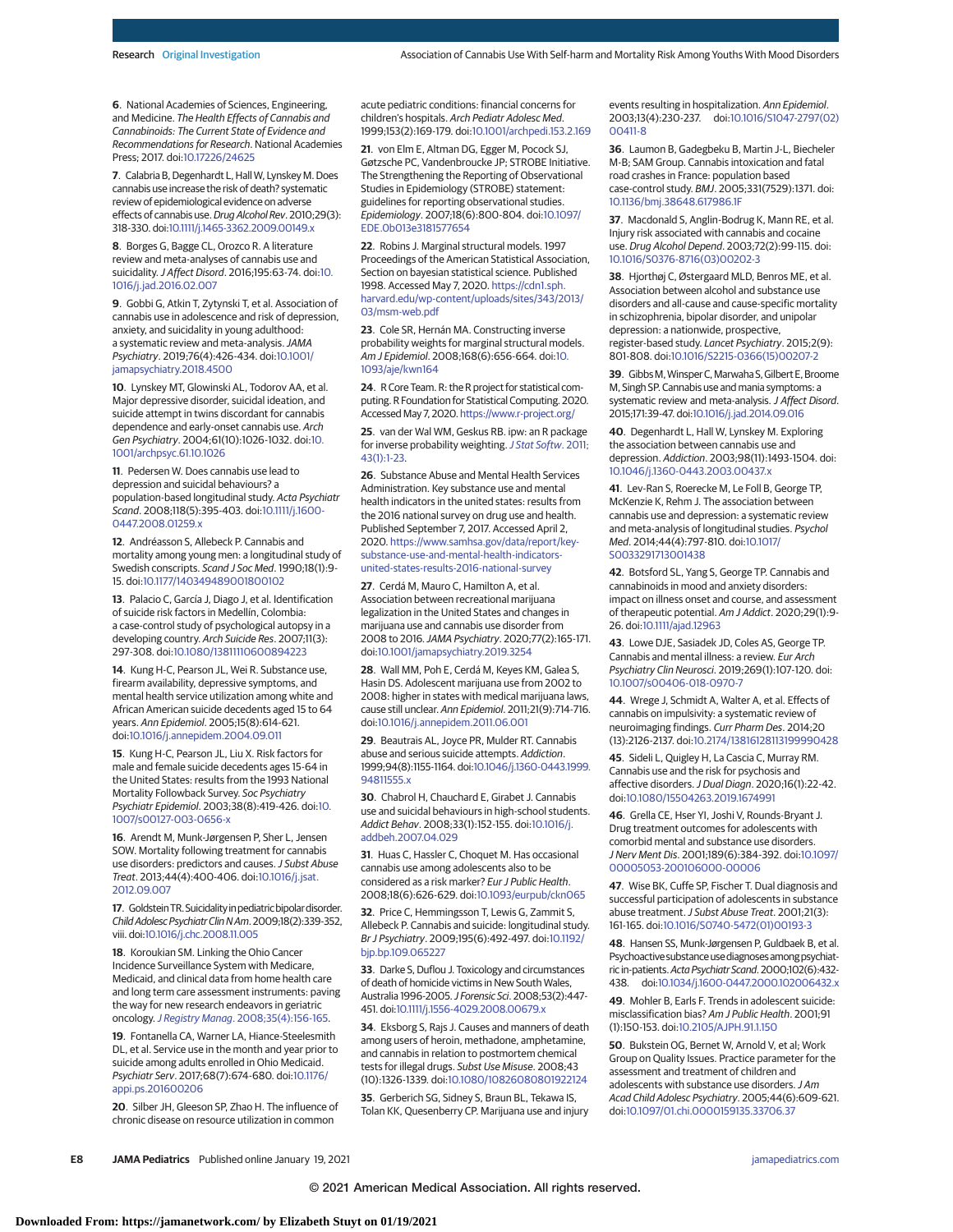6. National Academies of Sciences, Engineering, and Medicine. *The Health Effects of Cannabis and Cannabinoids: The Current State of Evidence and Recommendations for Research*. National Academies Press; 2017. doi:10.17226/24625

7. Calabria B, Degenhardt L, Hall W, Lynskey M. Does cannabis use increase the risk of death? systematic review of epidemiological evidence on adverse effects of cannabis use. *Drug Alcohol Rev*. 2010;29(3):318-330. doi:10.1111/j.1465-3362.2009.00149.x

8. Borges G, Bagge CL, Orozco R. A literature review and meta-analyses of cannabis use and suicidality. *J Affect Disord*. 2016;195:63-74. doi:10.1016/j.jad.2016.02.007

9. Gobbi G, Atkin T, Zytynski T, et al. Association of cannabis use in adolescence and risk of depression, anxiety, and suicidality in young adulthood: a systematic review and meta-analysis. *JAMA Psychiatry*. 2019;76(4):426-434. doi:10.1001/jamapsychiatry.2018.4500

10. Lynskey MT, Glowinski AL, Todorov AA, et al. Major depressive disorder, suicidal ideation, and suicide attempt in twins discordant for cannabis dependence and early-onset cannabis use. *Arch Gen Psychiatry*. 2004;61(10):1026-1032. doi:10.1001/archpsyc.61.10.1026

11. Pedersen W. Does cannabis use lead to depression and suicidal behaviours? a population-based longitudinal study. *Acta Psychiatr Scand*. 2008;118(5):395-403. doi:10.1111/j.1600-0447.2008.01259.x

12. Andréasson S, Allebeck P. Cannabis and mortality among young men: a longitudinal study of Swedish conscripts. *Scand J Soc Med*. 1990;18(1):9-15. doi:10.1177/140349489001800102

13. Palacio C, García J, Diago J, et al. Identification of suicide risk factors in Medellín, Colombia: a case-control study of psychological autopsy in a developing country. *Arch Suicide Res*. 2007;11(3):297-308. doi:10.1080/13811110600894223

14. Kung H-C, Pearson JL, Wei R. Substance use, firearm availability, depressive symptoms, and mental health service utilization among white and African American suicide decedents aged 15 to 64 years. *Ann Epidemiol*. 2005;15(8):614-621. doi:10.1016/j.annepidem.2004.09.011

15. Kung H-C, Pearson JL, Liu X. Risk factors for male and female suicide decedents ages 15-64 in the United States: results from the 1993 National Mortality Followback Survey. *Soc Psychiatry Psychiatr Epidemiol*. 2003;38(8):419-426. doi:10.1007/s00127-003-0656-x

16. Arendt M, Munk-Jørgensen P, Sher L, Jensen SOW. Mortality following treatment for cannabis use disorders: predictors and causes. *J Subst Abuse Treat*. 2013;44(4):400-406. doi:10.1016/j.jsat.2012.09.007

17. Goldstein TR. Suicidality in pediatric bipolar disorder. *Child Adolesc Psychiatr Clin N Am*. 2009;18(2):339-352, viii. doi:10.1016/j.chc.2008.11.005

18. Koroukian SM. Linking the Ohio Cancer Incidence Surveillance System with Medicare, Medicaid, and clinical data from home health care and long term care assessment instruments: paving the way for new research endeavors in geriatric oncology. *J Registry Manag*. 2008;35(4):156-165.

19. Fontanella CA, Warner LA, Hiance-Steelesmith DL, et al. Service use in the month and year prior to suicide among adults enrolled in Ohio Medicaid. *Psychiatr Serv*. 2017;68(7):674-680. doi:10.1176/appi.ps.201600206

20. Silber JH, Gleeson SP, Zhao H. The influence of chronic disease on resource utilization in common acute pediatric conditions: financial concerns for children's hospitals. *Arch Pediatr Adolesc Med*. 1999;153(2):169-179. doi:10.1001/archpedi.153.2.169

21. von Elm E, Altman DG, Egger M, Pocock SJ, Gøtzsche PC, Vandenbroucke JP; STROBE Initiative. The Strengthening the Reporting of Observational Studies in Epidemiology (STROBE) statement: guidelines for reporting observational studies. *Epidemiology*. 2007;18(6):800-804. doi:10.1097/EDE.0b013e3181577654

22. Robins J. Marginal structural models. 1997 Proceedings of the American Statistical Association, Section on bayesian statistical science. Published 1998. Accessed May 7, 2020. https://cdn1.sph.harvard.edu/wp-content/uploads/sites/343/2013/03/msm-web.pdf

23. Cole SR, Hernán MA. Constructing inverse probability weights for marginal structural models. *Am J Epidemiol*. 2008;168(6):656-664. doi:10.1093/aje/kwn164

24. R Core Team. R: the R project for statistical computing. R Foundation for Statistical Computing. 2020. Accessed May 7, 2020. https://www.r-project.org/

25. van der Wal WM, Geskus RB. ipw: an R package for inverse probability weighting. *J Stat Softw*. 2011;43(1):1-23.

26. Substance Abuse and Mental Health Services Administration. Key substance use and mental health indicators in the united states: results from the 2016 national survey on drug use and health. Published September 7, 2017. Accessed April 2, 2020. https://www.samhsa.gov/data/report/key-substance-use-and-mental-health-indicators-united-states-results-2016-national-survey

27. Cerdá M, Mauro C, Hamilton A, et al. Association between recreational marijuana legalization in the United States and changes in marijuana use and cannabis use disorder from 2008 to 2016. *JAMA Psychiatry*. 2020;77(2):165-171. doi:10.1001/jamapsychiatry.2019.3254

28. Wall MM, Poh E, Cerdá M, Keyes KM, Galea S, Hasin DS. Adolescent marijuana use from 2002 to 2008: higher in states with medical marijuana laws, cause still unclear. *Ann Epidemiol*. 2011;21(9):714-716. doi:10.1016/j.annepidem.2011.06.001

29. Beautrais AL, Joyce PR, Mulder RT. Cannabis abuse and serious suicide attempts. *Addiction*. 1999;94(8):1155-1164. doi:10.1046/j.1360-0443.1999.94811555.x

30. Chabrol H, Chauchard E, Girabet J. Cannabis use and suicidal behaviours in high-school students. *Addict Behav*. 2008;33(1):152-155. doi:10.1016/j.addbeh.2007.04.029

31. Huas C, Hassler C, Choquet M. Has occasional cannabis use among adolescents also to be considered as a risk marker? *Eur J Public Health*. 2008;18(6):626-629. doi:10.1093/eurpub/ckn065

32. Price C, Hemmingsson T, Lewis G, Zammit S, Allebeck P. Cannabis and suicide: longitudinal study. *Br J Psychiatry*. 2009;195(6):492-497. doi:10.1192/bjp.bp.109.065227

33. Darke S, Duflou J. Toxicology and circumstances of death of homicide victims in New South Wales, Australia 1996-2005. *J Forensic Sci*. 2008;53(2):447-451. doi:10.1111/j.1556-4029.2008.00679.x

34. Eksborg S, Rajs J. Causes and manners of death among users of heroin, methadone, amphetamine, and cannabis in relation to postmortem chemical tests for illegal drugs. *Subst Use Misuse*. 2008;43(10):1326-1339. doi:10.1080/10826080801922124

35. Gerberich SG, Sidney S, Braun BL, Tekawa IS, Tolan KK, Quesenberry CP. Marijuana use and injury events resulting in hospitalization. *Ann Epidemiol*. 2003;13(4):230-237. doi:10.1016/S1047-2797(02)00411-8

36. Laumon B, Gadegbeku B, Martin J-L, Biecheler M-B; SAM Group. Cannabis intoxication and fatal road crashes in France: population based case-control study. *BMJ*. 2005;331(7529):1371. doi:10.1136/bmj.38648.617986.1F

37. Macdonald S, Anglin-Bodrug K, Mann RE, et al. Injury risk associated with cannabis and cocaine use. *Drug Alcohol Depend*. 2003;72(2):99-115. doi:10.1016/S0376-8716(03)00202-3

38. Hjorthøj C, Østergaard MLD, Benros ME, et al. Association between alcohol and substance use disorders and all-cause and cause-specific mortality in schizophrenia, bipolar disorder, and unipolar depression: a nationwide, prospective, register-based study. *Lancet Psychiatry*. 2015;2(9):801-808. doi:10.1016/S2215-0366(15)00207-2

39. Gibbs M, Winsper C, Marwaha S, Gilbert E, Broome M, Singh SP. Cannabis use and mania symptoms: a systematic review and meta-analysis. *J Affect Disord*. 2015;171:39-47. doi:10.1016/j.jad.2014.09.016

40. Degenhardt L, Hall W, Lynskey M. Exploring the association between cannabis use and depression. *Addiction*. 2003;98(11):1493-1504. doi:10.1046/j.1360-0443.2003.00437.x

41. Lev-Ran S, Roerecke M, Le Foll B, George TP, McKenzie K, Rehm J. The association between cannabis use and depression: a systematic review and meta-analysis of longitudinal studies. *Psychol Med*. 2014;44(4):797-810. doi:10.1017/S0033291713001438

42. Botsford SL, Yang S, George TP. Cannabis and cannabinoids in mood and anxiety disorders: impact on illness onset and course, and assessment of therapeutic potential. *Am J Addict*. 2020;29(1):9-26. doi:10.1111/ajad.12963

43. Lowe DJE, Sasiadek JD, Coles AS, George TP. Cannabis and mental illness: a review. *Eur Arch Psychiatry Clin Neurosci*. 2019;269(1):107-120. doi:10.1007/s00406-018-0970-7

44. Wrege J, Schmidt A, Walter A, et al. Effects of cannabis on impulsivity: a systematic review of neuroimaging findings. *Curr Pharm Des*. 2014;20(13):2126-2137. doi:10.2174/13816128113199990428

45. Sideli L, Quigley H, La Cascia C, Murray RM. Cannabis use and the risk for psychosis and affective disorders. *J Dual Diagn*. 2020;16(1):22-42. doi:10.1080/15504263.2019.1674991

46. Grella CE, Hser YI, Joshi V, Rounds-Bryant J. Drug treatment outcomes for adolescents with comorbid mental and substance use disorders. *J Nerv Ment Dis*. 2001;189(6):384-392. doi:10.1097/00005053-200106000-00006

47. Wise BK, Cuffe SP, Fischer T. Dual diagnosis and successful participation of adolescents in substance abuse treatment. *J Subst Abuse Treat*. 2001;21(3):161-165. doi:10.1016/S0740-5472(01)00193-3

48. Hansen SS, Munk-Jørgensen P, Guldbaek B, et al. Psychoactive substance use diagnoses among psychiatric in-patients. *Acta Psychiatr Scand*. 2000;102(6):432-438. doi:10.1034/j.1600-0447.2000.102006432.x

49. Mohler B, Earls F. Trends in adolescent suicide: misclassification bias? *Am J Public Health*. 2001;91(1):150-153. doi:10.2105/AJPH.91.1.150

50. Bukstein OG, Bernet W, Arnold V, et al; Work Group on Quality Issues. Practice parameter for the assessment and treatment of children and adolescents with substance use disorders. *J Am Acad Child Adolesc Psychiatry*. 2005;44(6):609-621. doi:10.1097/01.chi.0000159135.33706.37